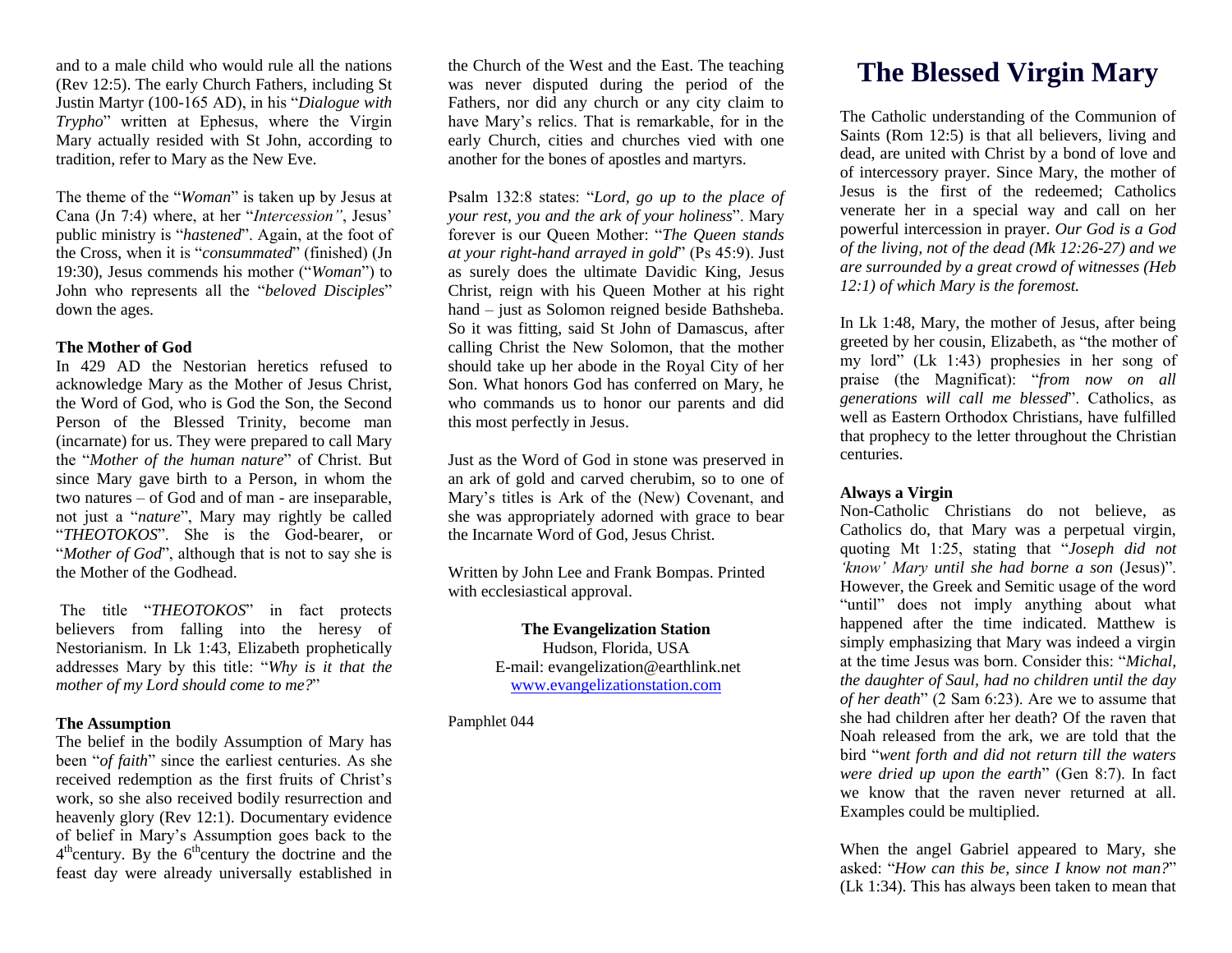and to a male child who would rule all the nations (Rev 12:5). The early Church Fathers, including St Justin Martyr (100-165 AD), in his "*Dialogue with Trypho*" written at Ephesus, where the Virgin Mary actually resided with St John, according to tradition, refer to Mary as the New Eve.

The theme of the "*Woman*" is taken up by Jesus at Cana (Jn 7:4) where, at her "*Intercession"*, Jesus' public ministry is "*hastened*". Again, at the foot of the Cross, when it is "*consummated*" (finished) (Jn 19:30), Jesus commends his mother ("*Woman*") to John who represents all the "*beloved Disciples*" down the ages.

**The Mother of God**

In 429 AD the Nestorian heretics refused to acknowledge Mary as the Mother of Jesus Christ, the Word of God, who is God the Son, the Second Person of the Blessed Trinity, become man (incarnate) for us. They were prepared to call Mary the "*Mother of the human nature*" of Christ. But since Mary gave birth to a Person, in whom the two natures – of God and of man - are inseparable, not just a "*nature*", Mary may rightly be called "*THEOTOKOS*". She is the God-bearer, or "*Mother of God*", although that is not to say she is the Mother of the Godhead.

The title "*THEOTOKOS*" in fact protects believers from falling into the heresy of Nestorianism. In Lk 1:43, Elizabeth prophetically addresses Mary by this title: "*Why is it that the mother of my Lord should come to me?*"

**The Assumption**

The belief in the bodily Assumption of Mary has been "*of faith*" since the earliest centuries. As she received redemption as the first fruits of Christ's work, so she also received bodily resurrection and heavenly glory (Rev 12:1). Documentary evidence of belief in Mary's Assumption goes back to the 4th century. By the 6th century the doctrine and the feast day were already universally established in the Church of the West and the East. The teaching was never disputed during the period of the Fathers, nor did any church or any city claim to have Mary's relics. That is remarkable, for in the early Church, cities and churches vied with one another for the bones of apostles and martyrs.

Psalm 132:8 states: "*Lord, go up to the place of your rest, you and the ark of your holiness*". Mary forever is our Queen Mother: "*The Queen stands at your right-hand arrayed in gold*" (Ps 45:9). Just as surely does the ultimate Davidic King, Jesus Christ, reign with his Queen Mother at his right hand – just as Solomon reigned beside Bathsheba. So it was fitting, said St John of Damascus, after calling Christ the New Solomon, that the mother should take up her abode in the Royal City of her Son. What honors God has conferred on Mary, he who commands us to honor our parents and did this most perfectly in Jesus.

Just as the Word of God in stone was preserved in an ark of gold and carved cherubim, so to one of Mary's titles is Ark of the (New) Covenant, and she was appropriately adorned with grace to bear the Incarnate Word of God, Jesus Christ.

Written by John Lee and Frank Bompas. Printed with ecclesiastical approval.

**The Evangelization Station**
Hudson, Florida, USA
E-mail: evangelization@earthlink.net
www.evangelizationstation.com

Pamphlet 044

# The Blessed Virgin Mary

The Catholic understanding of the Communion of Saints (Rom 12:5) is that all believers, living and dead, are united with Christ by a bond of love and of intercessory prayer. Since Mary, the mother of Jesus is the first of the redeemed; Catholics venerate her in a special way and call on her powerful intercession in prayer. *Our God is a God of the living, not of the dead (Mk 12:26-27) and we are surrounded by a great crowd of witnesses (Heb 12:1) of which Mary is the foremost.*

In Lk 1:48, Mary, the mother of Jesus, after being greeted by her cousin, Elizabeth, as "the mother of my lord" (Lk 1:43) prophesies in her song of praise (the Magnificat): "*from now on all generations will call me blessed*". Catholics, as well as Eastern Orthodox Christians, have fulfilled that prophecy to the letter throughout the Christian centuries.

**Always a Virgin**

Non-Catholic Christians do not believe, as Catholics do, that Mary was a perpetual virgin, quoting Mt 1:25, stating that "*Joseph did not 'know' Mary until she had borne a son* (Jesus)". However, the Greek and Semitic usage of the word "until" does not imply anything about what happened after the time indicated. Matthew is simply emphasizing that Mary was indeed a virgin at the time Jesus was born. Consider this: "*Michal, the daughter of Saul, had no children until the day of her death*" (2 Sam 6:23). Are we to assume that she had children after her death? Of the raven that Noah released from the ark, we are told that the bird "*went forth and did not return till the waters were dried up upon the earth*" (Gen 8:7). In fact we know that the raven never returned at all. Examples could be multiplied.

When the angel Gabriel appeared to Mary, she asked: "*How can this be, since I know not man?*" (Lk 1:34). This has always been taken to mean that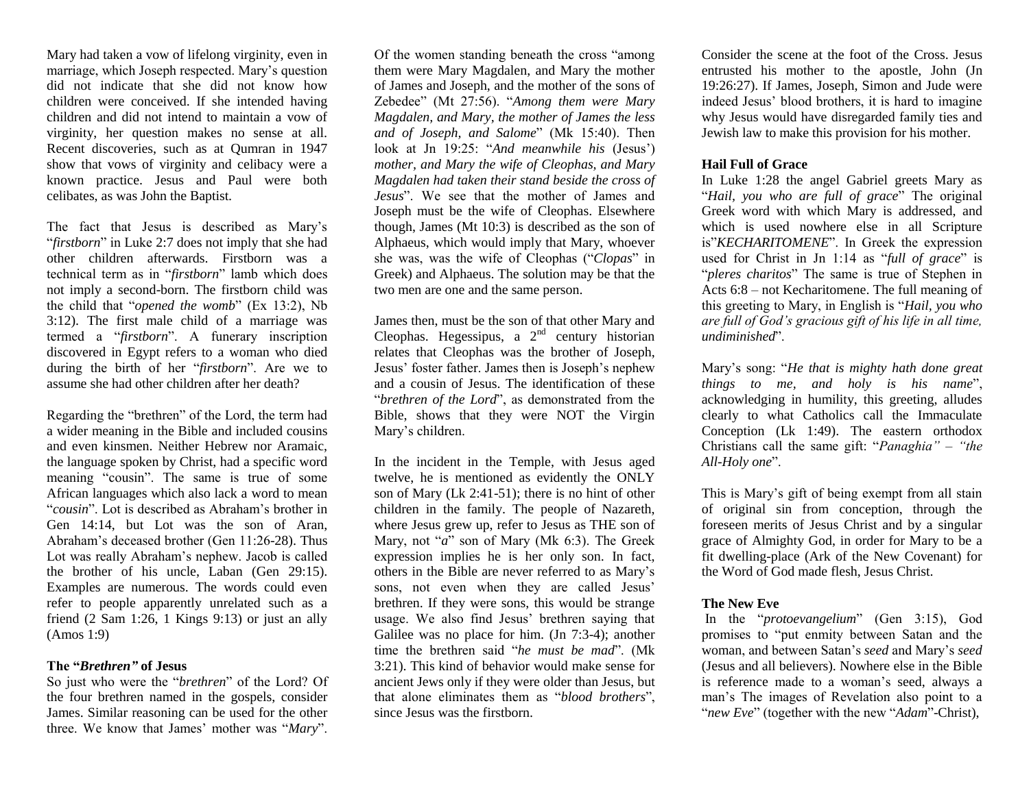Mary had taken a vow of lifelong virginity, even in marriage, which Joseph respected. Mary's question did not indicate that she did not know how children were conceived. If she intended having children and did not intend to maintain a vow of virginity, her question makes no sense at all. Recent discoveries, such as at Qumran in 1947 show that vows of virginity and celibacy were a known practice. Jesus and Paul were both celibates, as was John the Baptist.

The fact that Jesus is described as Mary's "*firstborn*" in Luke 2:7 does not imply that she had other children afterwards. Firstborn was a technical term as in "*firstborn*" lamb which does not imply a second-born. The firstborn child was the child that "*opened the womb*" (Ex 13:2), Nb 3:12). The first male child of a marriage was termed a "*firstborn*". A funerary inscription discovered in Egypt refers to a woman who died during the birth of her "*firstborn*". Are we to assume she had other children after her death?

Regarding the "brethren" of the Lord, the term had a wider meaning in the Bible and included cousins and even kinsmen. Neither Hebrew nor Aramaic, the language spoken by Christ, had a specific word meaning "cousin". The same is true of some African languages which also lack a word to mean "*cousin*". Lot is described as Abraham's brother in Gen 14:14, but Lot was the son of Aran, Abraham's deceased brother (Gen 11:26-28). Thus Lot was really Abraham's nephew. Jacob is called the brother of his uncle, Laban (Gen 29:15). Examples are numerous. The words could even refer to people apparently unrelated such as a friend (2 Sam 1:26, 1 Kings 9:13) or just an ally (Amos 1:9)

### The "*Brethren*" of Jesus

So just who were the "*brethren*" of the Lord? Of the four brethren named in the gospels, consider James. Similar reasoning can be used for the other three. We know that James' mother was "*Mary*". Of the women standing beneath the cross "among them were Mary Magdalen, and Mary the mother of James and Joseph, and the mother of the sons of Zebedee" (Mt 27:56). "*Among them were Mary Magdalen, and Mary, the mother of James the less and of Joseph, and Salome*" (Mk 15:40). Then look at Jn 19:25: "*And meanwhile his* (Jesus') *mother, and Mary the wife of Cleophas, and Mary Magdalen had taken their stand beside the cross of Jesus*". We see that the mother of James and Joseph must be the wife of Cleophas. Elsewhere though, James (Mt 10:3) is described as the son of Alphaeus, which would imply that Mary, whoever she was, was the wife of Cleophas ("*Clopas*" in Greek) and Alphaeus. The solution may be that the two men are one and the same person.

James then, must be the son of that other Mary and Cleophas. Hegessipus, a 2nd century historian relates that Cleophas was the brother of Joseph, Jesus' foster father. James then is Joseph's nephew and a cousin of Jesus. The identification of these "*brethren of the Lord*", as demonstrated from the Bible, shows that they were NOT the Virgin Mary's children.

In the incident in the Temple, with Jesus aged twelve, he is mentioned as evidently the ONLY son of Mary (Lk 2:41-51); there is no hint of other children in the family. The people of Nazareth, where Jesus grew up, refer to Jesus as THE son of Mary, not "*a*" son of Mary (Mk 6:3). The Greek expression implies he is her only son. In fact, others in the Bible are never referred to as Mary's sons, not even when they are called Jesus' brethren. If they were sons, this would be strange usage. We also find Jesus' brethren saying that Galilee was no place for him. (Jn 7:3-4); another time the brethren said "*he must be mad*". (Mk 3:21). This kind of behavior would make sense for ancient Jews only if they were older than Jesus, but that alone eliminates them as "*blood brothers*", since Jesus was the firstborn.

Consider the scene at the foot of the Cross. Jesus entrusted his mother to the apostle, John (Jn 19:26:27). If James, Joseph, Simon and Jude were indeed Jesus' blood brothers, it is hard to imagine why Jesus would have disregarded family ties and Jewish law to make this provision for his mother.

### Hail Full of Grace

In Luke 1:28 the angel Gabriel greets Mary as "*Hail, you who are full of grace*" The original Greek word with which Mary is addressed, and which is used nowhere else in all Scripture is"*KECHARITOMENE*". In Greek the expression used for Christ in Jn 1:14 as "*full of grace*" is "*pleres charitos*" The same is true of Stephen in Acts 6:8 – not Kecharitomene. The full meaning of this greeting to Mary, in English is "*Hail, you who are full of God's gracious gift of his life in all time, undiminished*".

Mary's song: "*He that is mighty hath done great things to me, and holy is his name*", acknowledging in humility, this greeting, alludes clearly to what Catholics call the Immaculate Conception (Lk 1:49). The eastern orthodox Christians call the same gift: "*Panaghia" – "the All-Holy one*".

This is Mary's gift of being exempt from all stain of original sin from conception, through the foreseen merits of Jesus Christ and by a singular grace of Almighty God, in order for Mary to be a fit dwelling-place (Ark of the New Covenant) for the Word of God made flesh, Jesus Christ.

### The New Eve

In the "*protoevangelium*" (Gen 3:15), God promises to "put enmity between Satan and the woman, and between Satan's *seed* and Mary's *seed* (Jesus and all believers). Nowhere else in the Bible is reference made to a woman's seed, always a man's The images of Revelation also point to a "*new Eve*" (together with the new "*Adam*"-Christ),